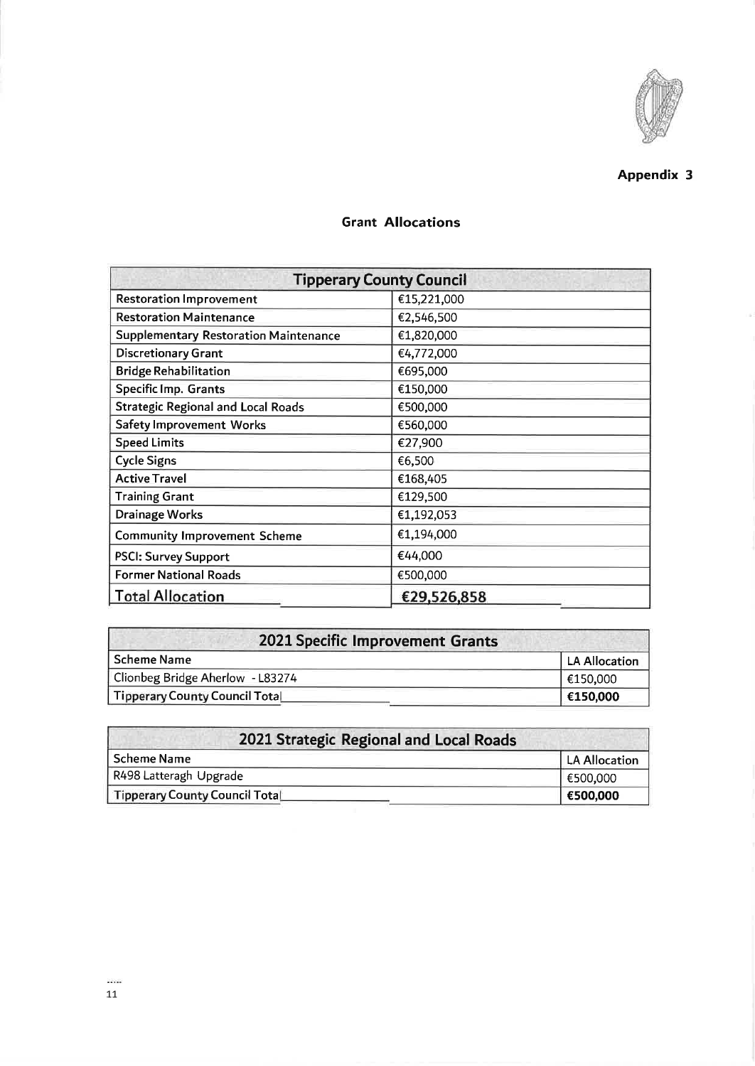**Appendix 3**

## Grant Allocations

| Tipperary County Council | |
|---|---|
| Restoration Improvement | €15,221,000 |
| Restoration Maintenance | €2,546,500 |
| Supplementary Restoration Maintenance | €1,820,000 |
| Discretionary Grant | €4,772,000 |
| Bridge Rehabilitation | €695,000 |
| Specific Imp. Grants | €150,000 |
| Strategic Regional and Local Roads | €500,000 |
| Safety Improvement Works | €560,000 |
| Speed Limits | €27,900 |
| Cycle Signs | €6,500 |
| Active Travel | €168,405 |
| Training Grant | €129,500 |
| Drainage Works | €1,192,053 |
| Community Improvement Scheme | €1,194,000 |
| PSCI: Survey Support | €44,000 |
| Former National Roads | €500,000 |
| Total Allocation | **€29,526,858** |

| 2021 Specific Improvement Grants | |
|---|---|
| Scheme Name | LA Allocation |
| Clionbeg Bridge Aherlow - L83274 | €150,000 |
| Tipperary County Council Total | **€150,000** |

| 2021 Strategic Regional and Local Roads | |
|---|---|
| Scheme Name | LA Allocation |
| R498 Latteragh Upgrade | €500,000 |
| Tipperary County Council Total | **€500,000** |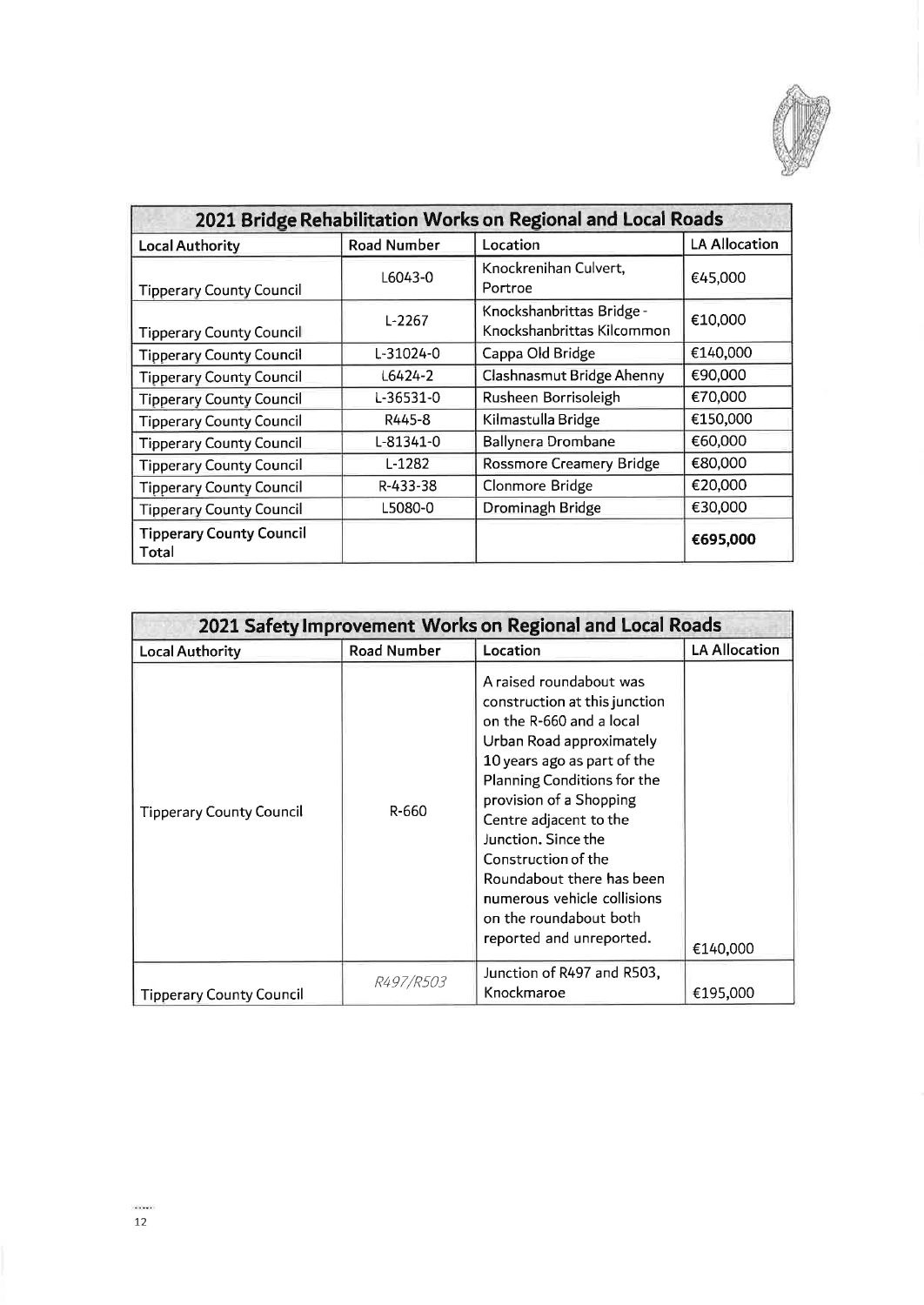| 2021 Bridge Rehabilitation Works on Regional and Local Roads | | | |
|---|---|---|---|
| **Local Authority** | **Road Number** | **Location** | **LA Allocation** |
| Tipperary County Council | L6043-0 | Knockrenihan Culvert, Portroe | €45,000 |
| Tipperary County Council | L-2267 | Knockshanbrittas Bridge - Knockshanbrittas Kilcommon | €10,000 |
| Tipperary County Council | L-31024-0 | Cappa Old Bridge | €140,000 |
| Tipperary County Council | L6424-2 | Clashnasmut Bridge Ahenny | €90,000 |
| Tipperary County Council | L-36531-0 | Rusheen Borrisoleigh | €70,000 |
| Tipperary County Council | R445-8 | Kilmastulla Bridge | €150,000 |
| Tipperary County Council | L-81341-0 | Ballynera Drombane | €60,000 |
| Tipperary County Council | L-1282 | Rossmore Creamery Bridge | €80,000 |
| Tipperary County Council | R-433-38 | Clonmore Bridge | €20,000 |
| Tipperary County Council | L5080-0 | Drominagh Bridge | €30,000 |
| **Tipperary County Council Total** | | | **€695,000** |

| 2021 Safety Improvement Works on Regional and Local Roads | | | |
|---|---|---|---|
| **Local Authority** | **Road Number** | **Location** | **LA Allocation** |
| Tipperary County Council | R-660 | A raised roundabout was construction at this junction on the R-660 and a local Urban Road approximately 10 years ago as part of the Planning Conditions for the provision of a Shopping Centre adjacent to the Junction. Since the Construction of the Roundabout there has been numerous vehicle collisions on the roundabout both reported and unreported. | €140,000 |
| Tipperary County Council | R497/R503 | Junction of R497 and R503, Knockmaroe | €195,000 |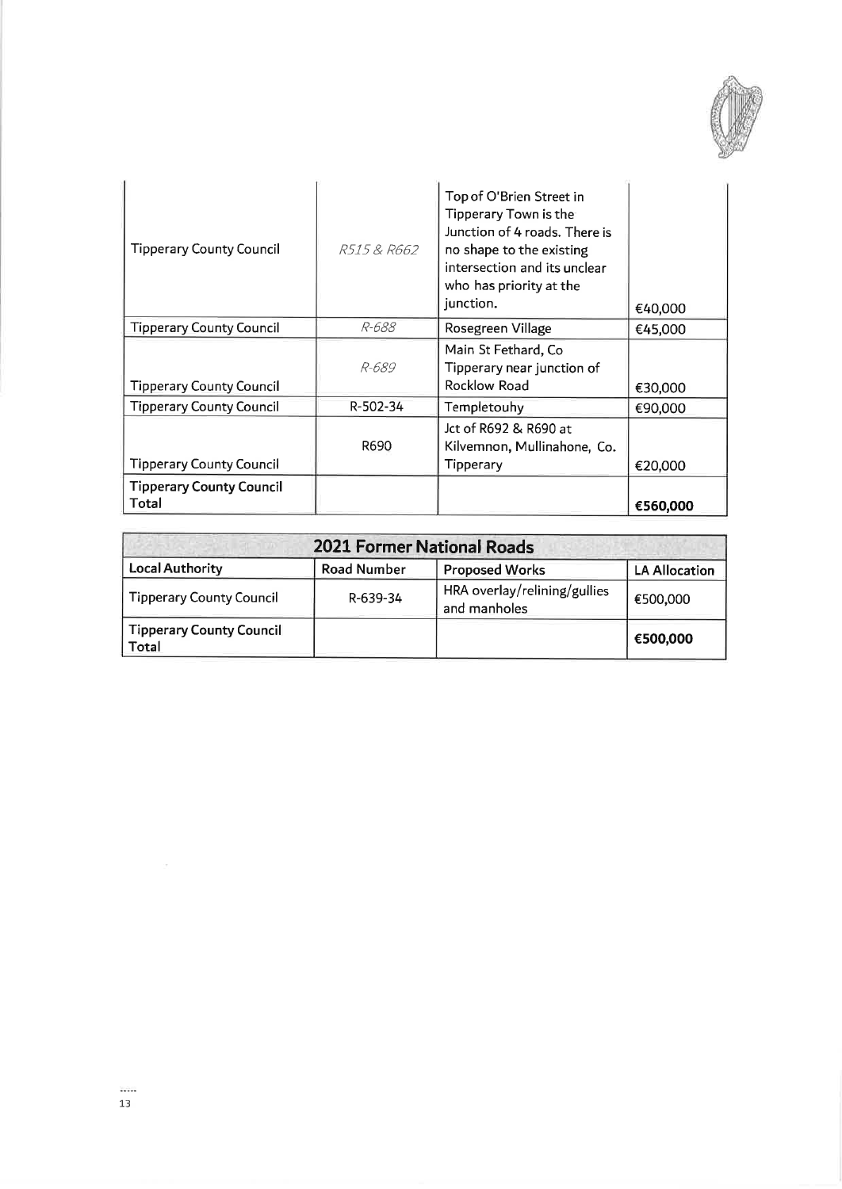| | | | |
|---|---|---|---|
| Tipperary County Council | *R515 & R662* | Top of O'Brien Street in Tipperary Town is the Junction of 4 roads. There is no shape to the existing intersection and its unclear who has priority at the junction. | €40,000 |
| Tipperary County Council | *R-688* | Rosegreen Village | €45,000 |
| Tipperary County Council | *R-689* | Main St Fethard, Co Tipperary near junction of Rocklow Road | €30,000 |
| Tipperary County Council | R-502-34 | Templetouhy | €90,000 |
| Tipperary County Council | R690 | Jct of R692 & R690 at Kilvemnon, Mullinahone, Co. Tipperary | €20,000 |
| **Tipperary County Council Total** | | | **€560,000** |

| **2021 Former National Roads** | | | |
|---|---|---|---|
| **Local Authority** | **Road Number** | **Proposed Works** | **LA Allocation** |
| Tipperary County Council | R-639-34 | HRA overlay/relining/gullies and manholes | €500,000 |
| **Tipperary County Council Total** | | | **€500,000** |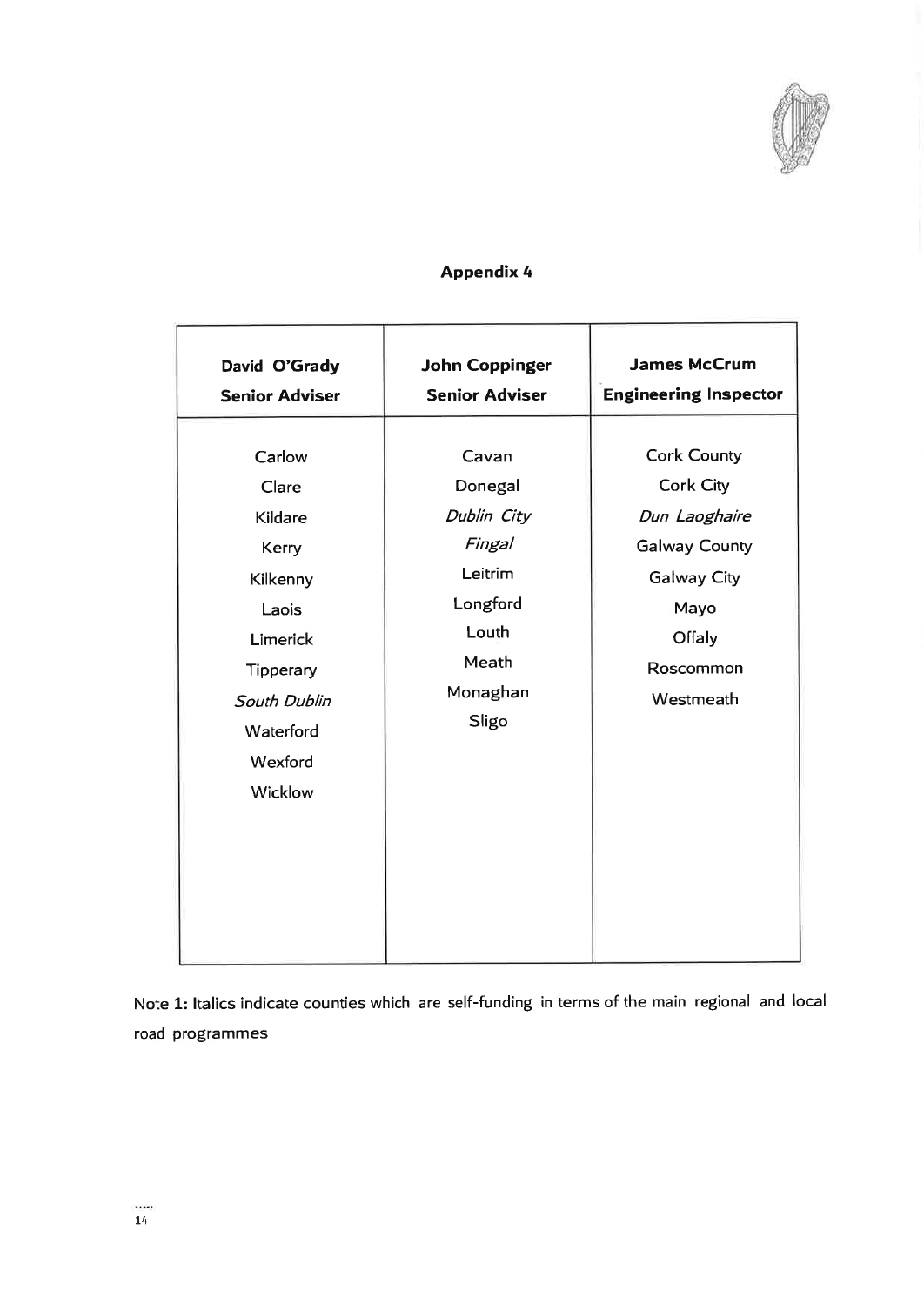## Appendix 4

| **David O'Grady**<br>**Senior Adviser** | **John Coppinger**<br>**Senior Adviser** | **James McCrum**<br>**Engineering Inspector** |
|---|---|---|
| Carlow | Cavan | Cork County |
| Clare | Donegal | Cork City |
| Kildare | *Dublin City* | *Dun Laoghaire* |
| Kerry | *Fingal* | Galway County |
| Kilkenny | Leitrim | Galway City |
| Laois | Longford | Mayo |
| Limerick | Louth | Offaly |
| Tipperary | Meath | Roscommon |
| *South Dublin* | Monaghan | Westmeath |
| Waterford | Sligo | |
| Wexford | | |
| Wicklow | | |

**Note 1:** Italics indicate counties which are self-funding in terms of the main regional and local road programmes